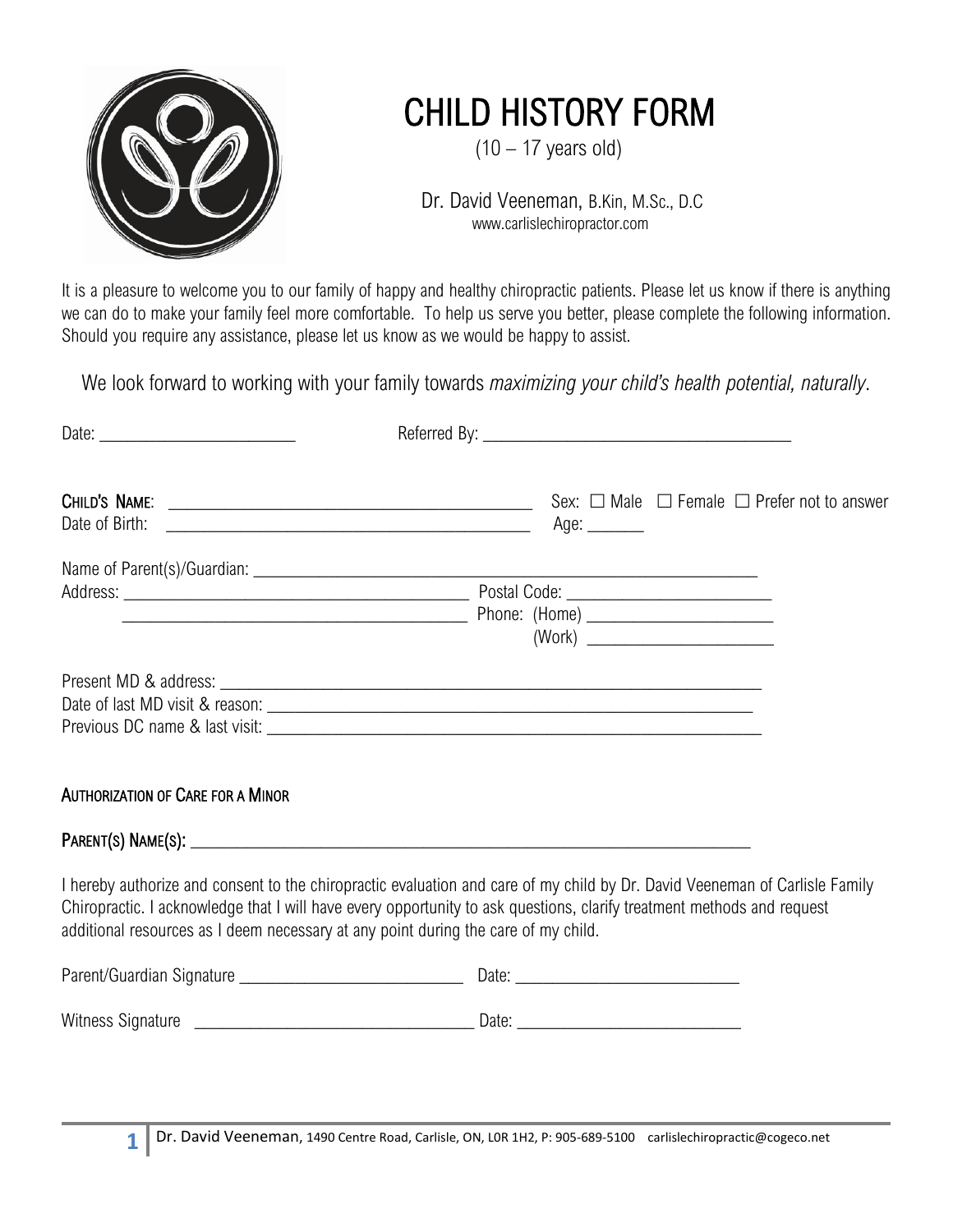# CHILD HISTORY FORM

(10 – 17 years old)

Dr. David Veeneman, B.Kin, M.Sc., D.C
www.carlislechiropractor.com

It is a pleasure to welcome you to our family of happy and healthy chiropractic patients. Please let us know if there is anything we can do to make your family feel more comfortable. To help us serve you better, please complete the following information. Should you require any assistance, please let us know as we would be happy to assist.

We look forward to working with your family towards *maximizing your child's health potential, naturally*.

Date: ______________________ Referred By: ___________________________________

**CHILD'S NAME**: ________________________________________ Sex: ☐ Male ☐ Female ☐ Prefer not to answer
Date of Birth: ________________________________________ Age: ______

Name of Parent(s)/Guardian: ___________________________________________________________
Address: ______________________________________ Postal Code: _______________________
______________________________________ Phone: (Home) _____________________
(Work) _____________________

Present MD & address: _______________________________________________________________
Date of last MD visit & reason: ________________________________________________________
Previous DC name & last visit: ________________________________________________________

## AUTHORIZATION OF CARE FOR A MINOR

**PARENT(S) NAME(S):** ____________________________________________________________________

I hereby authorize and consent to the chiropractic evaluation and care of my child by Dr. David Veeneman of Carlisle Family Chiropractic. I acknowledge that I will have every opportunity to ask questions, clarify treatment methods and request additional resources as I deem necessary at any point during the care of my child.

Parent/Guardian Signature _________________________ Date: _________________________

Witness Signature ______________________________ Date: _________________________

Dr. David Veeneman, 1490 Centre Road, Carlisle, ON, L0R 1H2, P: 905-689-5100 carlislechiropractic@cogeco.net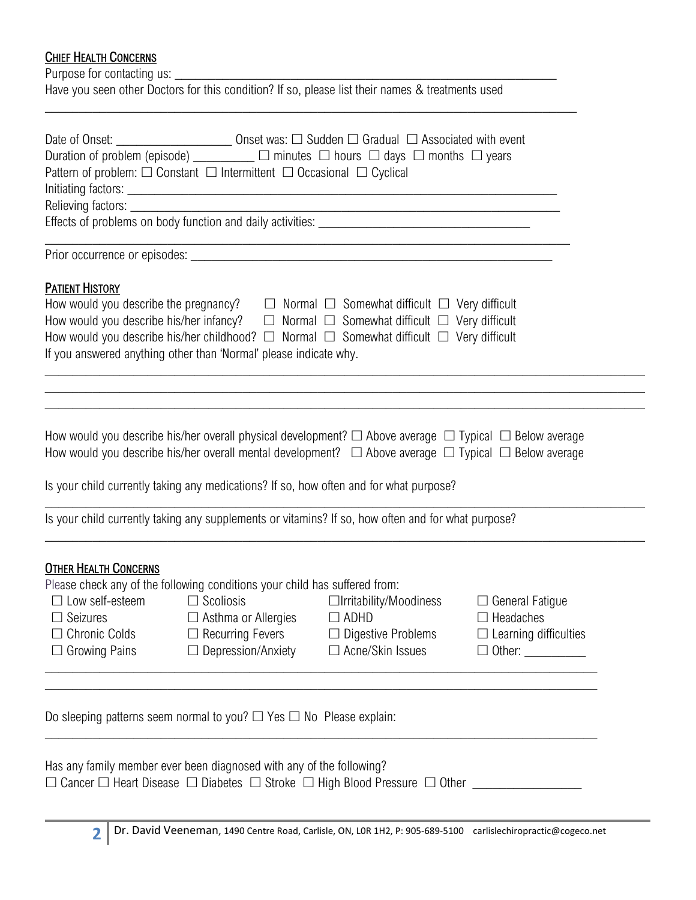## CHIEF HEALTH CONCERNS

Purpose for contacting us: ___________________________________________________________

Have you seen other Doctors for this condition? If so, please list their names & treatments used

___________________________________________________________________________________

Date of Onset: __________________ Onset was: ☐ Sudden ☐ Gradual ☐ Associated with event

Duration of problem (episode) __________ ☐ minutes ☐ hours ☐ days ☐ months ☐ years

Pattern of problem: ☐ Constant ☐ Intermittent ☐ Occasional ☐ Cyclical

Initiating factors: ____________________________________________________________________

Relieving factors: ____________________________________________________________________

Effects of problems on body function and daily activities: _________________________________

___________________________________________________________________________________

Prior occurrence or episodes: ___________________________________________________________

## PATIENT HISTORY

How would you describe the pregnancy? ☐ Normal ☐ Somewhat difficult ☐ Very difficult

How would you describe his/her infancy? ☐ Normal ☐ Somewhat difficult ☐ Very difficult

How would you describe his/her childhood? ☐ Normal ☐ Somewhat difficult ☐ Very difficult

If you answered anything other than 'Normal' please indicate why.

___________________________________________________________________________________

___________________________________________________________________________________

___________________________________________________________________________________

How would you describe his/her overall physical development? ☐ Above average ☐ Typical ☐ Below average

How would you describe his/her overall mental development? ☐ Above average ☐ Typical ☐ Below average

Is your child currently taking any medications? If so, how often and for what purpose?

___________________________________________________________________________________

Is your child currently taking any supplements or vitamins? If so, how often and for what purpose?

___________________________________________________________________________________

## OTHER HEALTH CONCERNS

Please check any of the following conditions your child has suffered from:

| | | | |
|---|---|---|---|
| ☐ Low self-esteem | ☐ Scoliosis | ☐ Irritability/Moodiness | ☐ General Fatigue |
| ☐ Seizures | ☐ Asthma or Allergies | ☐ ADHD | ☐ Headaches |
| ☐ Chronic Colds | ☐ Recurring Fevers | ☐ Digestive Problems | ☐ Learning difficulties |
| ☐ Growing Pains | ☐ Depression/Anxiety | ☐ Acne/Skin Issues | ☐ Other: _________ |

___________________________________________________________________________________

___________________________________________________________________________________

Do sleeping patterns seem normal to you? ☐ Yes ☐ No Please explain:

___________________________________________________________________________________

Has any family member ever been diagnosed with any of the following?

☐ Cancer ☐ Heart Disease ☐ Diabetes ☐ Stroke ☐ High Blood Pressure ☐ Other ________________

Dr. David Veeneman, 1490 Centre Road, Carlisle, ON, L0R 1H2, P: 905-689-5100 carlislechiropractic@cogeco.net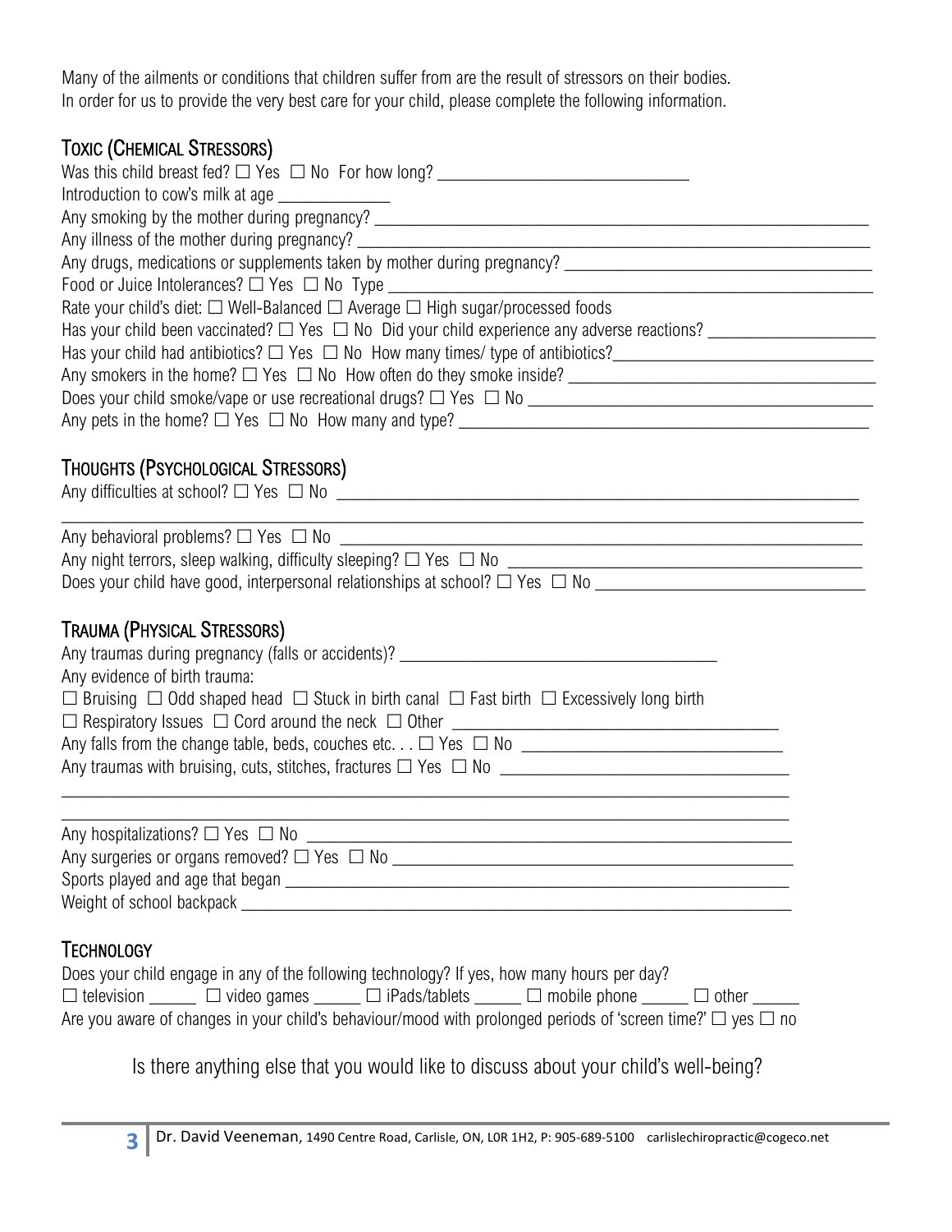Many of the ailments or conditions that children suffer from are the result of stressors on their bodies. In order for us to provide the very best care for your child, please complete the following information.

## Toxic (Chemical Stressors)

Was this child breast fed? ☐ Yes ☐ No For how long? ____________________________

Introduction to cow's milk at age _____________

Any smoking by the mother during pregnancy? ____________________________________________________

Any illness of the mother during pregnancy? _____________________________________________________

Any drugs, medications or supplements taken by mother during pregnancy? ________________________________

Food or Juice Intolerances? ☐ Yes ☐ No Type ____________________________________________________

Rate your child's diet: ☐ Well-Balanced ☐ Average ☐ High sugar/processed foods

Has your child been vaccinated? ☐ Yes ☐ No Did your child experience any adverse reactions? __________________

Has your child had antibiotics? ☐ Yes ☐ No How many times/ type of antibiotics?_____________________________

Any smokers in the home? ☐ Yes ☐ No How often do they smoke inside? ___________________________________

Does your child smoke/vape or use recreational drugs? ☐ Yes ☐ No _____________________________________

Any pets in the home? ☐ Yes ☐ No How many and type? _______________________________________________

## Thoughts (Psychological Stressors)

Any difficulties at school? ☐ Yes ☐ No ________________________________________________________

______________________________________________________________________________________

Any behavioral problems? ☐ Yes ☐ No _________________________________________________________

Any night terrors, sleep walking, difficulty sleeping? ☐ Yes ☐ No _________________________________________

Does your child have good, interpersonal relationships at school? ☐ Yes ☐ No ______________________________

## Trauma (Physical Stressors)

Any traumas during pregnancy (falls or accidents)? ___________________________________

Any evidence of birth trauma:

☐ Bruising ☐ Odd shaped head ☐ Stuck in birth canal ☐ Fast birth ☐ Excessively long birth

☐ Respiratory Issues ☐ Cord around the neck ☐ Other ___________________________________

Any falls from the change table, beds, couches etc. . . ☐ Yes ☐ No _____________________________

Any traumas with bruising, cuts, stitches, fractures ☐ Yes ☐ No ________________________________

______________________________________________________________________________________

______________________________________________________________________________________

Any hospitalizations? ☐ Yes ☐ No ___________________________________________________________

Any surgeries or organs removed? ☐ Yes ☐ No _________________________________________________

Sports played and age that began ____________________________________________________________

Weight of school backpack _________________________________________________________________

## Technology

Does your child engage in any of the following technology? If yes, how many hours per day?

☐ television _____ ☐ video games _____ ☐ iPads/tablets _____ ☐ mobile phone _____ ☐ other _____

Are you aware of changes in your child's behaviour/mood with prolonged periods of 'screen time?' ☐ yes ☐ no

Is there anything else that you would like to discuss about your child's well-being?

Dr. David Veeneman, 1490 Centre Road, Carlisle, ON, L0R 1H2, P: 905-689-5100 carlislechiropractic@cogeco.net